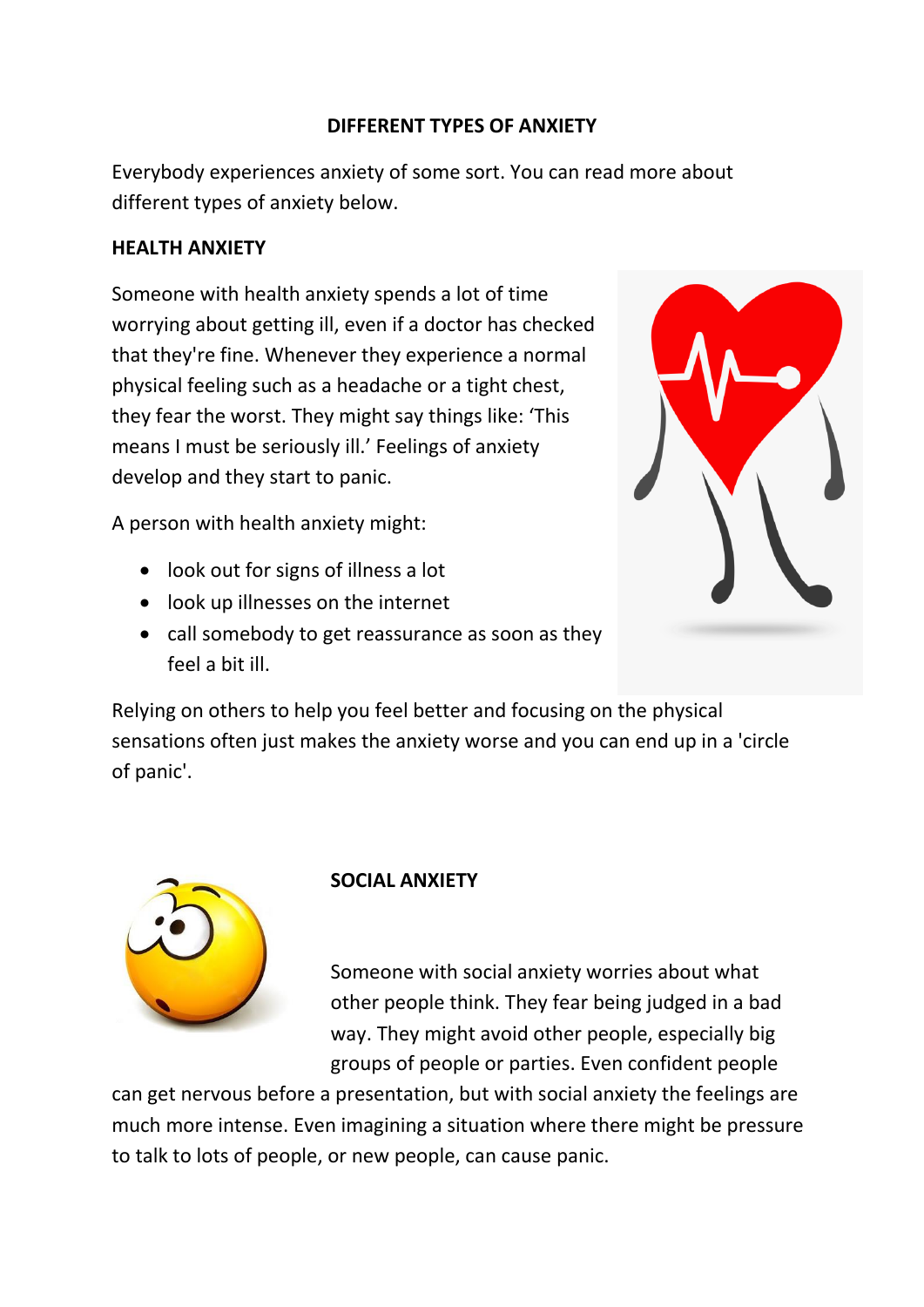# DIFFERENT TYPES OF ANXIETY

Everybody experiences anxiety of some sort. You can read more about different types of anxiety below.

## HEALTH ANXIETY

Someone with health anxiety spends a lot of time worrying about getting ill, even if a doctor has checked that they're fine. Whenever they experience a normal physical feeling such as a headache or a tight chest, they fear the worst. They might say things like: 'This means I must be seriously ill.' Feelings of anxiety develop and they start to panic.

A person with health anxiety might:

- look out for signs of illness a lot
- look up illnesses on the internet
- call somebody to get reassurance as soon as they feel a bit ill.

Relying on others to help you feel better and focusing on the physical sensations often just makes the anxiety worse and you can end up in a 'circle of panic'.

## SOCIAL ANXIETY

Someone with social anxiety worries about what other people think. They fear being judged in a bad way. They might avoid other people, especially big groups of people or parties. Even confident people can get nervous before a presentation, but with social anxiety the feelings are much more intense. Even imagining a situation where there might be pressure to talk to lots of people, or new people, can cause panic.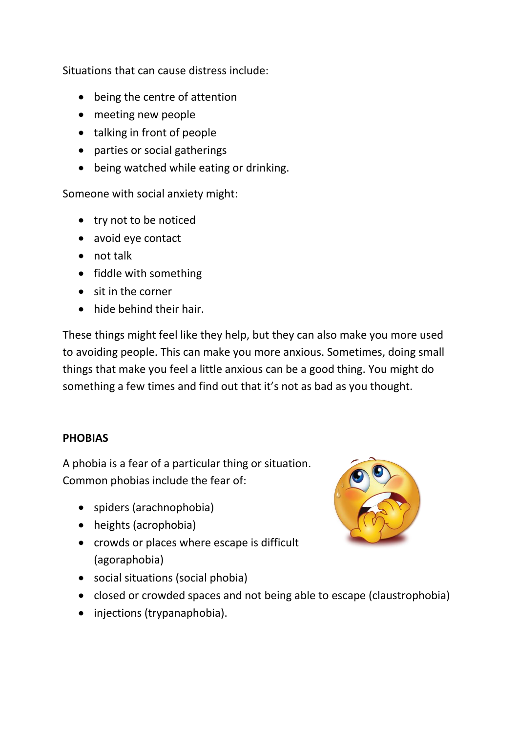Situations that can cause distress include:

- being the centre of attention
- meeting new people
- talking in front of people
- parties or social gatherings
- being watched while eating or drinking.

Someone with social anxiety might:

- try not to be noticed
- avoid eye contact
- not talk
- fiddle with something
- sit in the corner
- hide behind their hair.

These things might feel like they help, but they can also make you more used to avoiding people. This can make you more anxious. Sometimes, doing small things that make you feel a little anxious can be a good thing. You might do something a few times and find out that it's not as bad as you thought.

## PHOBIAS

A phobia is a fear of a particular thing or situation. Common phobias include the fear of:

- spiders (arachnophobia)
- heights (acrophobia)
- crowds or places where escape is difficult (agoraphobia)
- social situations (social phobia)
- closed or crowded spaces and not being able to escape (claustrophobia)
- injections (trypanaphobia).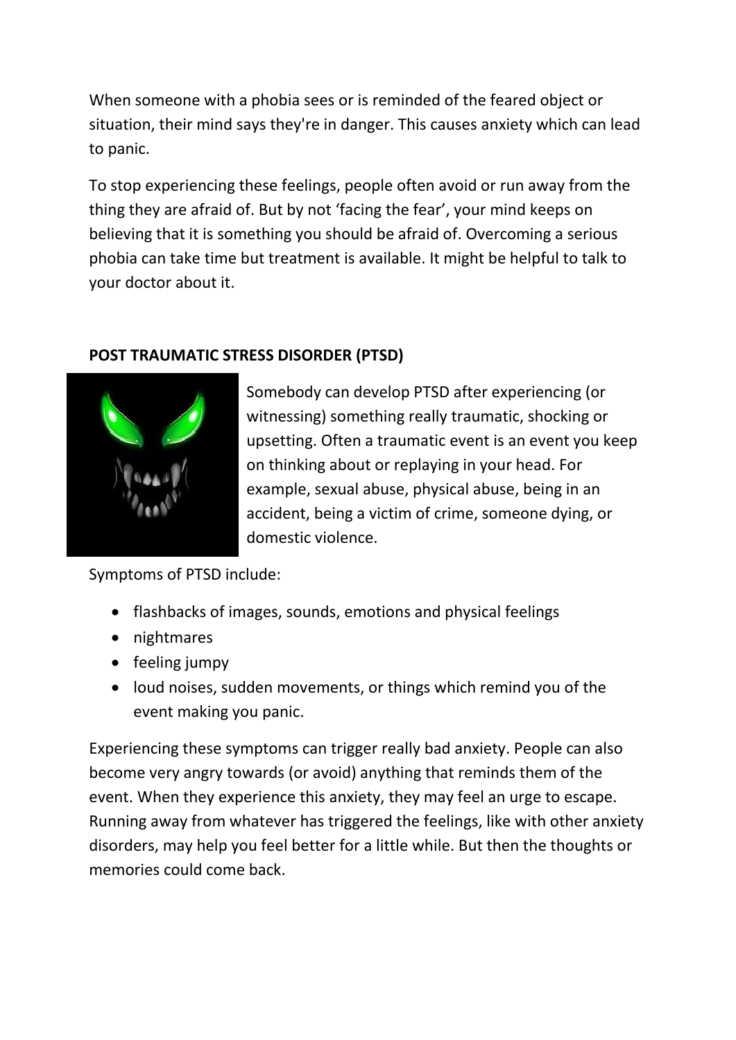When someone with a phobia sees or is reminded of the feared object or situation, their mind says they're in danger. This causes anxiety which can lead to panic.

To stop experiencing these feelings, people often avoid or run away from the thing they are afraid of. But by not 'facing the fear', your mind keeps on believing that it is something you should be afraid of. Overcoming a serious phobia can take time but treatment is available. It might be helpful to talk to your doctor about it.

## POST TRAUMATIC STRESS DISORDER (PTSD)

Somebody can develop PTSD after experiencing (or witnessing) something really traumatic, shocking or upsetting. Often a traumatic event is an event you keep on thinking about or replaying in your head. For example, sexual abuse, physical abuse, being in an accident, being a victim of crime, someone dying, or domestic violence.

Symptoms of PTSD include:

- flashbacks of images, sounds, emotions and physical feelings
- nightmares
- feeling jumpy
- loud noises, sudden movements, or things which remind you of the event making you panic.

Experiencing these symptoms can trigger really bad anxiety. People can also become very angry towards (or avoid) anything that reminds them of the event. When they experience this anxiety, they may feel an urge to escape. Running away from whatever has triggered the feelings, like with other anxiety disorders, may help you feel better for a little while. But then the thoughts or memories could come back.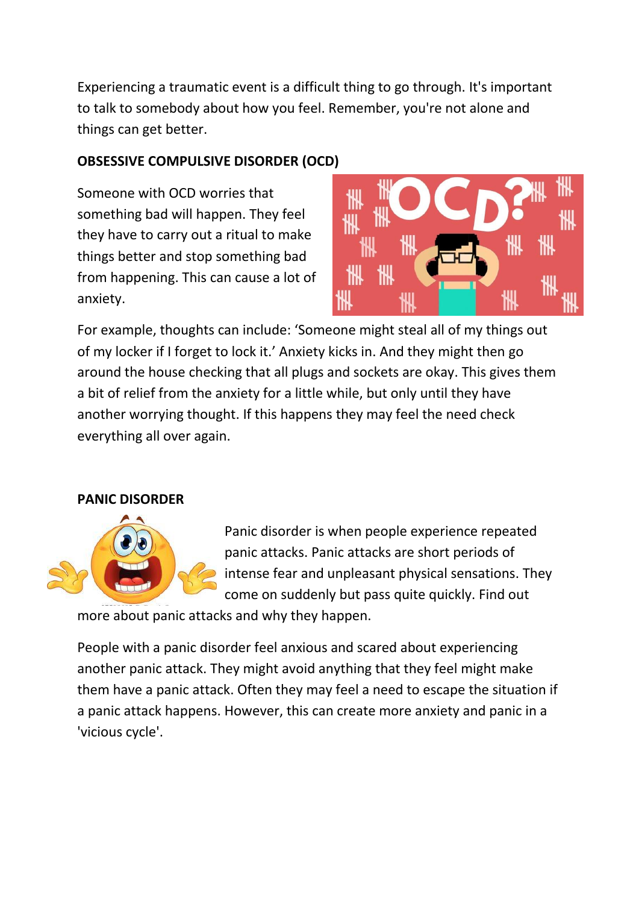Experiencing a traumatic event is a difficult thing to go through. It's important to talk to somebody about how you feel. Remember, you're not alone and things can get better.

**OBSESSIVE COMPULSIVE DISORDER (OCD)**

Someone with OCD worries that something bad will happen. They feel they have to carry out a ritual to make things better and stop something bad from happening. This can cause a lot of anxiety.

For example, thoughts can include: 'Someone might steal all of my things out of my locker if I forget to lock it.' Anxiety kicks in. And they might then go around the house checking that all plugs and sockets are okay. This gives them a bit of relief from the anxiety for a little while, but only until they have another worrying thought. If this happens they may feel the need check everything all over again.

**PANIC DISORDER**

Panic disorder is when people experience repeated panic attacks. Panic attacks are short periods of intense fear and unpleasant physical sensations. They come on suddenly but pass quite quickly. Find out more about panic attacks and why they happen.

People with a panic disorder feel anxious and scared about experiencing another panic attack. They might avoid anything that they feel might make them have a panic attack. Often they may feel a need to escape the situation if a panic attack happens. However, this can create more anxiety and panic in a 'vicious cycle'.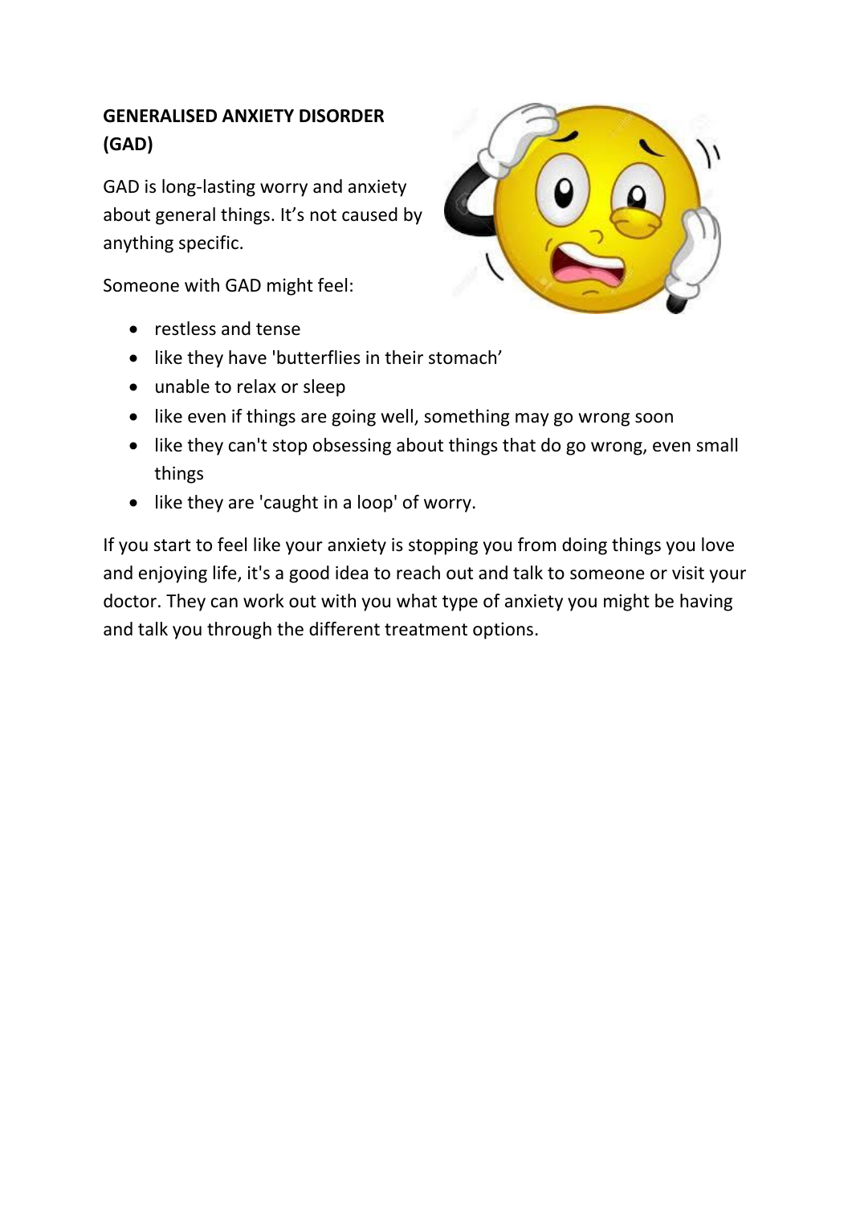**GENERALISED ANXIETY DISORDER (GAD)**

GAD is long-lasting worry and anxiety about general things. It's not caused by anything specific.

Someone with GAD might feel:

- restless and tense
- like they have 'butterflies in their stomach'
- unable to relax or sleep
- like even if things are going well, something may go wrong soon
- like they can't stop obsessing about things that do go wrong, even small things
- like they are 'caught in a loop' of worry.

If you start to feel like your anxiety is stopping you from doing things you love and enjoying life, it's a good idea to reach out and talk to someone or visit your doctor. They can work out with you what type of anxiety you might be having and talk you through the different treatment options.